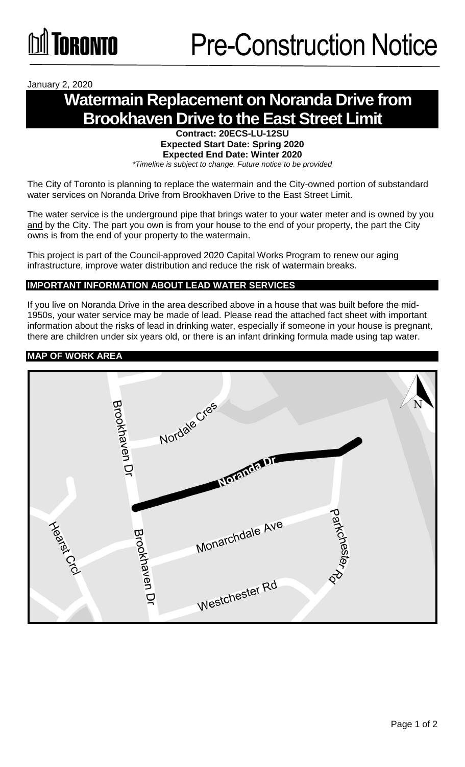# Pre-Construction Notice

January 2, 2020

## Watermain Replacement on Noranda Drive from Brookhaven Drive to the East Street Limit

**Contract: 20ECS-LU-12SU**
**Expected Start Date: Spring 2020**
**Expected End Date: Winter 2020**
*\*Timeline is subject to change. Future notice to be provided*

The City of Toronto is planning to replace the watermain and the City-owned portion of substandard water services on Noranda Drive from Brookhaven Drive to the East Street Limit.

The water service is the underground pipe that brings water to your water meter and is owned by you and by the City. The part you own is from your house to the end of your property, the part the City owns is from the end of your property to the watermain.

This project is part of the Council-approved 2020 Capital Works Program to renew our aging infrastructure, improve water distribution and reduce the risk of watermain breaks.

### IMPORTANT INFORMATION ABOUT LEAD WATER SERVICES

If you live on Noranda Drive in the area described above in a house that was built before the mid-1950s, your water service may be made of lead. Please read the attached fact sheet with important information about the risks of lead in drinking water, especially if someone in your house is pregnant, there are children under six years old, or there is an infant drinking formula made using tap water.

### MAP OF WORK AREA

Brookhaven Dr
Nordale Cres
Noranda Dr
Hearst Crcl
Monarchdale Ave
Parkchester Rd
Westchester Rd
N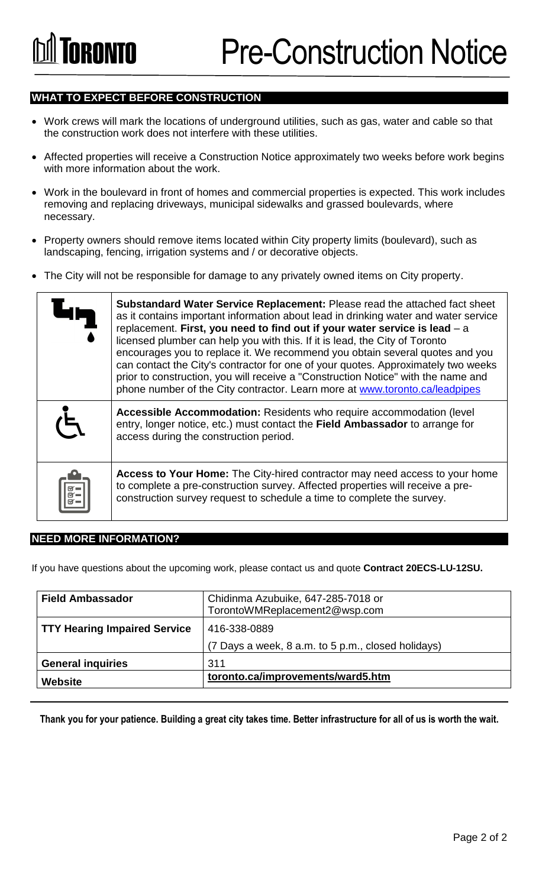# TORONTO Pre-Construction Notice

## WHAT TO EXPECT BEFORE CONSTRUCTION

- Work crews will mark the locations of underground utilities, such as gas, water and cable so that the construction work does not interfere with these utilities.
- Affected properties will receive a Construction Notice approximately two weeks before work begins with more information about the work.
- Work in the boulevard in front of homes and commercial properties is expected. This work includes removing and replacing driveways, municipal sidewalks and grassed boulevards, where necessary.
- Property owners should remove items located within City property limits (boulevard), such as landscaping, fencing, irrigation systems and / or decorative objects.
- The City will not be responsible for damage to any privately owned items on City property.

| | |
|---|---|
| | **Substandard Water Service Replacement:** Please read the attached fact sheet as it contains important information about lead in drinking water and water service replacement. **First, you need to find out if your water service is lead** – a licensed plumber can help you with this. If it is lead, the City of Toronto encourages you to replace it. We recommend you obtain several quotes and you can contact the City's contractor for one of your quotes. Approximately two weeks prior to construction, you will receive a "Construction Notice" with the name and phone number of the City contractor. Learn more at www.toronto.ca/leadpipes |
| | **Accessible Accommodation:** Residents who require accommodation (level entry, longer notice, etc.) must contact the **Field Ambassador** to arrange for access during the construction period. |
| | **Access to Your Home:** The City-hired contractor may need access to your home to complete a pre-construction survey. Affected properties will receive a pre-construction survey request to schedule a time to complete the survey. |

## NEED MORE INFORMATION?

If you have questions about the upcoming work, please contact us and quote **Contract 20ECS-LU-12SU.**

| | |
|---|---|
| **Field Ambassador** | Chidinma Azubuike, 647-285-7018 or TorontoWMReplacement2@wsp.com |
| **TTY Hearing Impaired Service** | 416-338-0889<br>(7 Days a week, 8 a.m. to 5 p.m., closed holidays) |
| **General inquiries** | 311 |
| **Website** | **toronto.ca/improvements/ward5.htm** |

**Thank you for your patience. Building a great city takes time. Better infrastructure for all of us is worth the wait.**